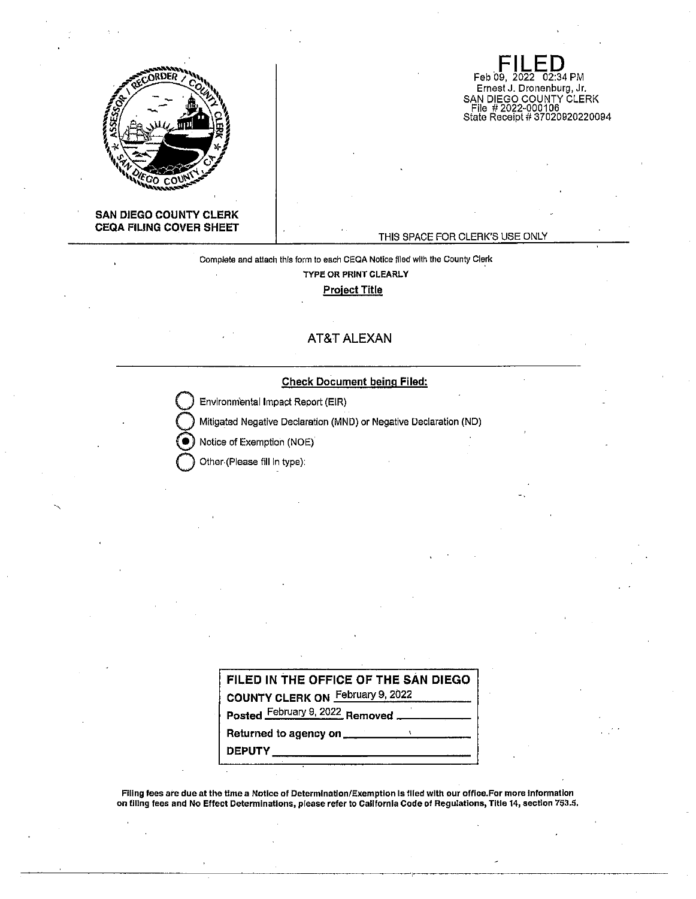**SAN DIEGO COUNTY CLERK**
**CEQA FILING COVER SHEET**

# FILED

Feb 09, 2022 02:34 PM
Ernest J. Dronenburg, Jr.
SAN DIEGO COUNTY CLERK
File # 2022-000106
State Receipt # 37020920220094

THIS SPACE FOR CLERK'S USE ONLY

Complete and attach this form to each CEQA Notice filed with the County Clerk

**TYPE OR PRINT CLEARLY**

**Project Title**

AT&T ALEXAN

**Check Document being Filed:**

- ○ Environmental Impact Report (EIR)
- ○ Mitigated Negative Declaration (MND) or Negative Declaration (ND)
- ● Notice of Exemption (NOE)
- ○ Other (Please fill in type):

**FILED IN THE OFFICE OF THE SAN DIEGO COUNTY CLERK ON** February 9, 2022

**Posted** February 9, 2022 **Removed** ____________

**Returned to agency on** ____________

**DEPUTY** ____________

**Filing fees are due at the time a Notice of Determination/Exemption is filed with our office. For more information on filing fees and No Effect Determinations, please refer to California Code of Regulations, Title 14, section 753.5.**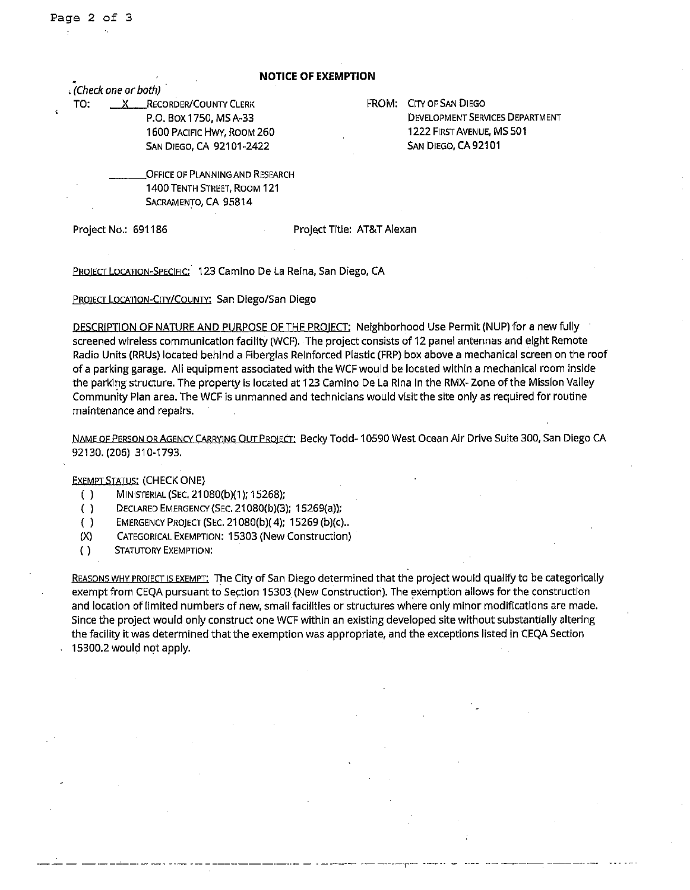## NOTICE OF EXEMPTION

*(Check one or both)*

TO: \_\_X\_\_ RECORDER/COUNTY CLERK
P.O. BOX 1750, MS A-33
1600 PACIFIC HWY, ROOM 260
SAN DIEGO, CA 92101-2422

\_\_\_\_\_\_ OFFICE OF PLANNING AND RESEARCH
1400 TENTH STREET, ROOM 121
SACRAMENTO, CA 95814

FROM: CITY OF SAN DIEGO
DEVELOPMENT SERVICES DEPARTMENT
1222 FIRST AVENUE, MS 501
SAN DIEGO, CA 92101

Project No.: 691186 Project Title: AT&T Alexan

PROJECT LOCATION-SPECIFIC: 123 Camino De La Reina, San Diego, CA

PROJECT LOCATION-CITY/COUNTY: San Diego/San Diego

DESCRIPTION OF NATURE AND PURPOSE OF THE PROJECT: Neighborhood Use Permit (NUP) for a new fully screened wireless communication facility (WCF). The project consists of 12 panel antennas and eight Remote Radio Units (RRUs) located behind a Fiberglas Reinforced Plastic (FRP) box above a mechanical screen on the roof of a parking garage. All equipment associated with the WCF would be located within a mechanical room inside the parking structure. The property is located at 123 Camino De La Rina in the RMX- Zone of the Mission Valley Community Plan area. The WCF is unmanned and technicians would visit the site only as required for routine maintenance and repairs.

NAME OF PERSON OR AGENCY CARRYING OUT PROJECT: Becky Todd- 10590 West Ocean Air Drive Suite 300, San Diego CA 92130. (206) 310-1793.

EXEMPT STATUS: (CHECK ONE)

- ( ) MINISTERIAL (SEC. 21080(b)(1); 15268);
- ( ) DECLARED EMERGENCY (SEC. 21080(b)(3); 15269(a));
- ( ) EMERGENCY PROJECT (SEC. 21080(b)(4); 15269 (b)(c)..
- (X) CATEGORICAL EXEMPTION: 15303 (New Construction)
- ( ) STATUTORY EXEMPTION:

REASONS WHY PROJECT IS EXEMPT: The City of San Diego determined that the project would qualify to be categorically exempt from CEQA pursuant to Section 15303 (New Construction). The exemption allows for the construction and location of limited numbers of new, small facilities or structures where only minor modifications are made. Since the project would only construct one WCF within an existing developed site without substantially altering the facility it was determined that the exemption was appropriate, and the exceptions listed in CEQA Section 15300.2 would not apply.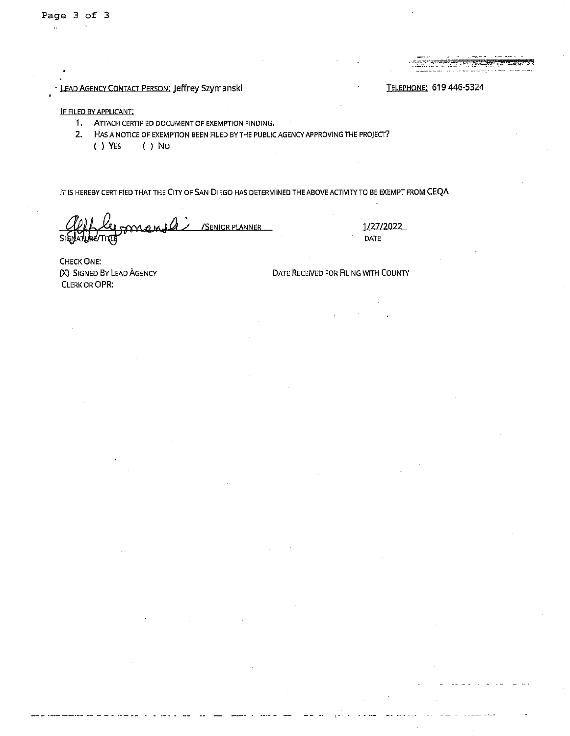LEAD AGENCY CONTACT PERSON: Jeffrey Szymanski

TELEPHONE: 619 446-5324

IF FILED BY APPLICANT:

1. ATTACH CERTIFIED DOCUMENT OF EXEMPTION FINDING.
2. HAS A NOTICE OF EXEMPTION BEEN FILED BY THE PUBLIC AGENCY APPROVING THE PROJECT?
   ( ) YES ( ) NO

IT IS HEREBY CERTIFIED THAT THE CITY OF SAN DIEGO HAS DETERMINED THE ABOVE ACTIVITY TO BE EXEMPT FROM CEQA

Jeff Szymanski /SENIOR PLANNER
SIGNATURE/TITLE

1/27/2022
DATE

CHECK ONE:
(X) SIGNED BY LEAD AGENCY
CLERK OR OPR:

DATE RECEIVED FOR FILING WITH COUNTY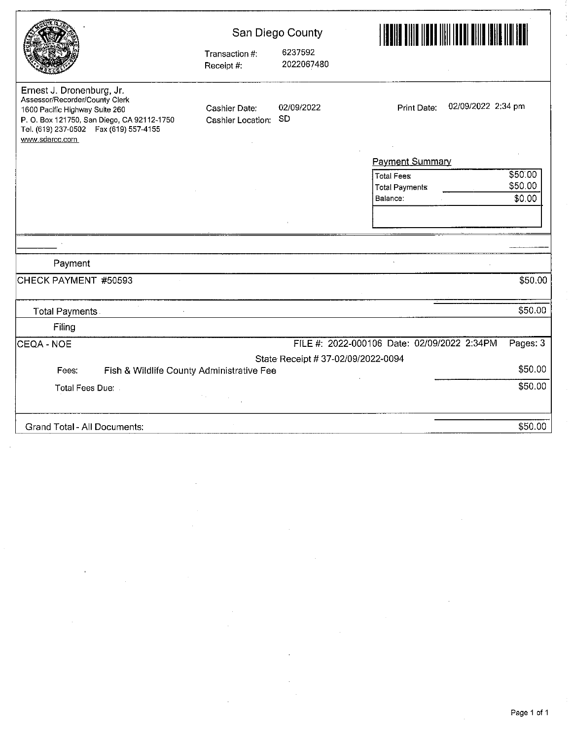San Diego County

Transaction #: 6237592
Receipt #: 2022067480

Ernest J. Dronenburg, Jr.
Assessor/Recorder/County Clerk
1600 Pacific Highway Suite 260
P. O. Box 121750, San Diego, CA 92112-1750
Tel. (619) 237-0502 Fax (619) 557-4155
www.sdarcc.com

Cashier Date: 02/09/2022
Cashier Location: SD

Print Date: 02/09/2022 2:34 pm

**Payment Summary**

| | |
|---|---|
| Total Fees: | $50.00 |
| Total Payments | $50.00 |
| Balance: | $0.00 |

| Payment | |
|---|---|
| CHECK PAYMENT #50593 | $50.00 |
| Total Payments | $50.00 |

| Filing | | |
|---|---|---|
| CEQA - NOE | FILE #: 2022-000106 Date: 02/09/2022 2:34PM | Pages: 3 |
| | State Receipt # 37-02/09/2022-0094 | |
| Fees: Fish & Wildlife County Administrative Fee | | $50.00 |
| Total Fees Due: | | $50.00 |

| | |
|---|---|
| Grand Total - All Documents: | $50.00 |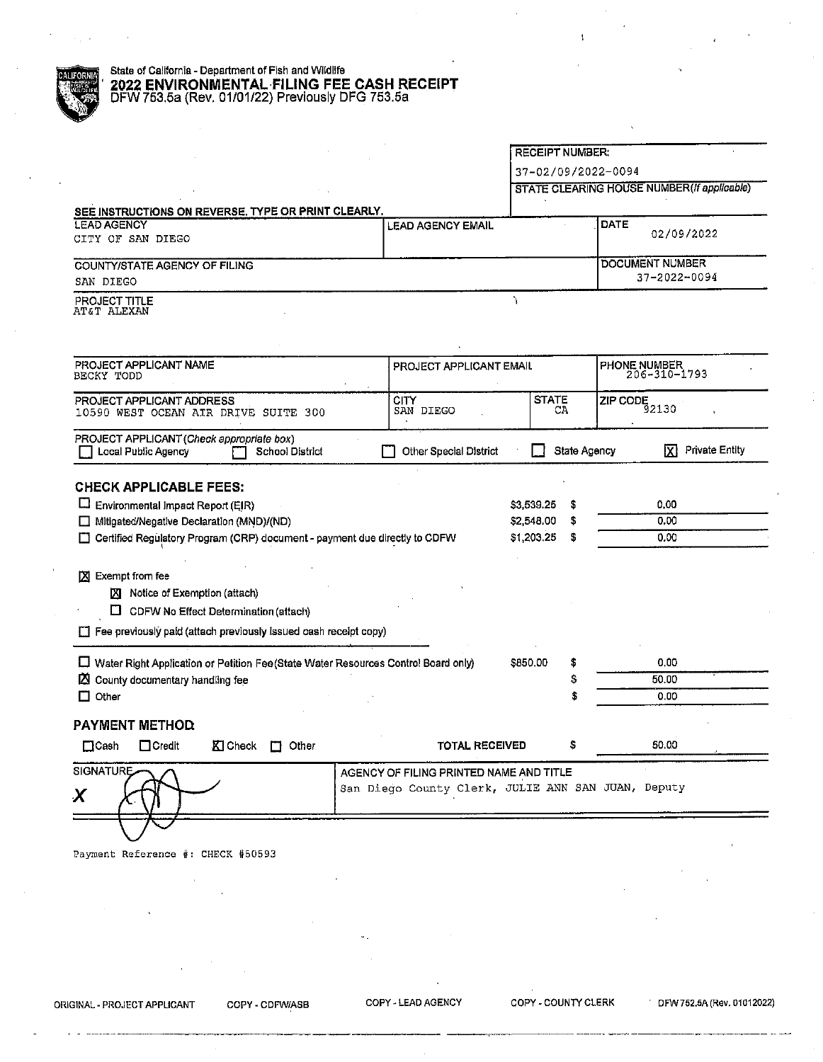State of California - Department of Fish and Wildlife

# 2022 ENVIRONMENTAL FILING FEE CASH RECEIPT

DFW 753.5a (Rev. 01/01/22) Previously DFG 753.5a

| | |
|---|---|
| RECEIPT NUMBER: | 37-02/09/2022-0094 |
| STATE CLEARING HOUSE NUMBER (If applicable) | |

SEE INSTRUCTIONS ON REVERSE. TYPE OR PRINT CLEARLY.

| | | |
|---|---|---|
| LEAD AGENCY: CITY OF SAN DIEGO | LEAD AGENCY EMAIL: | DATE: 02/09/2022 |
| COUNTY/STATE AGENCY OF FILING: SAN DIEGO | | DOCUMENT NUMBER: 37-2022-0094 |

PROJECT TITLE
AT&T ALEXAN

| | | | |
|---|---|---|---|
| PROJECT APPLICANT NAME: BECKY TODD | PROJECT APPLICANT EMAIL: | | PHONE NUMBER: 206-310-1793 |
| PROJECT APPLICANT ADDRESS: 10590 WEST OCEAN AIR DRIVE SUITE 300 | CITY: SAN DIEGO | STATE: CA | ZIP CODE: 92130 |

PROJECT APPLICANT (Check appropriate box)

☐ Local Public Agency ☐ School District ☐ Other Special District ☐ State Agency ☒ Private Entity

## CHECK APPLICABLE FEES:

| | | | |
|---|---|---|---|
| ☐ Environmental Impact Report (EIR) | $3,539.25 | $ | 0.00 |
| ☐ Mitigated/Negative Declaration (MND)/(ND) | $2,548.00 | $ | 0.00 |
| ☐ Certified Regulatory Program (CRP) document - payment due directly to CDFW | $1,203.25 | $ | 0.00 |

☒ Exempt from fee

- ☒ Notice of Exemption (attach)
- ☐ CDFW No Effect Determination (attach)

☐ Fee previously paid (attach previously issued cash receipt copy)

| | | | |
|---|---|---|---|
| ☐ Water Right Application or Petition Fee (State Water Resources Control Board only) | $850.00 | $ | 0.00 |
| ☒ County documentary handling fee | | $ | 50.00 |
| ☐ Other | | $ | 0.00 |

## PAYMENT METHOD:

☐ Cash ☐ Credit ☒ Check ☐ Other

TOTAL RECEIVED $ 50.00

| | |
|---|---|
| SIGNATURE: X | AGENCY OF FILING PRINTED NAME AND TITLE: San Diego County Clerk, JULIE ANN SAN JUAN, Deputy |

Payment Reference #: CHECK #50593

ORIGINAL - PROJECT APPLICANT COPY - CDFW/ASB COPY - LEAD AGENCY COPY - COUNTY CLERK DFW 753.5A (Rev. 01012022)